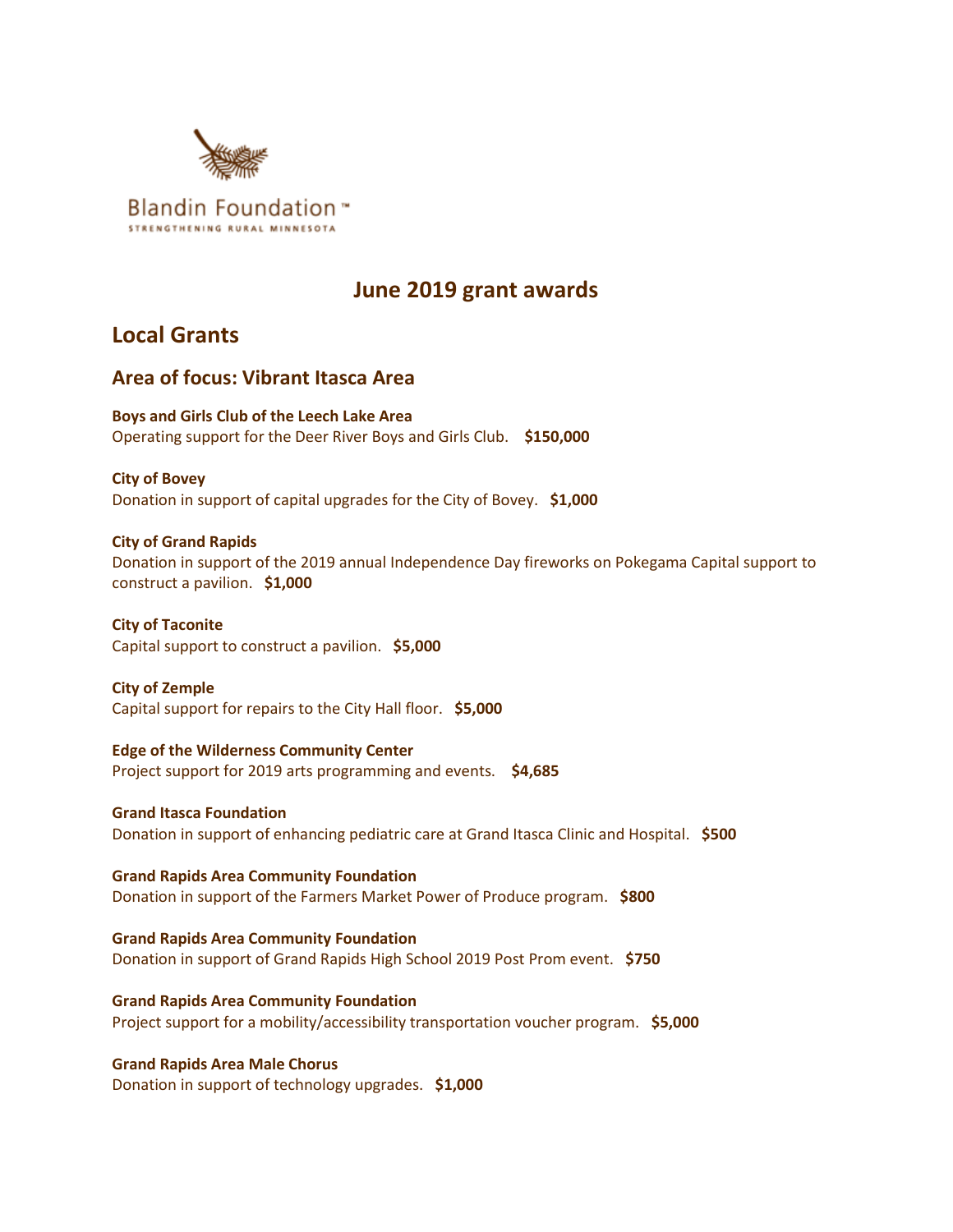Blandin Foundation™
STRENGTHENING RURAL MINNESOTA

# June 2019 grant awards

## Local Grants

### Area of focus: Vibrant Itasca Area

**Boys and Girls Club of the Leech Lake Area**
Operating support for the Deer River Boys and Girls Club. **$150,000**

**City of Bovey**
Donation in support of capital upgrades for the City of Bovey. **$1,000**

**City of Grand Rapids**
Donation in support of the 2019 annual Independence Day fireworks on Pokegama Capital support to construct a pavilion. **$1,000**

**City of Taconite**
Capital support to construct a pavilion. **$5,000**

**City of Zemple**
Capital support for repairs to the City Hall floor. **$5,000**

**Edge of the Wilderness Community Center**
Project support for 2019 arts programming and events. **$4,685**

**Grand Itasca Foundation**
Donation in support of enhancing pediatric care at Grand Itasca Clinic and Hospital. **$500**

**Grand Rapids Area Community Foundation**
Donation in support of the Farmers Market Power of Produce program. **$800**

**Grand Rapids Area Community Foundation**
Donation in support of Grand Rapids High School 2019 Post Prom event. **$750**

**Grand Rapids Area Community Foundation**
Project support for a mobility/accessibility transportation voucher program. **$5,000**

**Grand Rapids Area Male Chorus**
Donation in support of technology upgrades. **$1,000**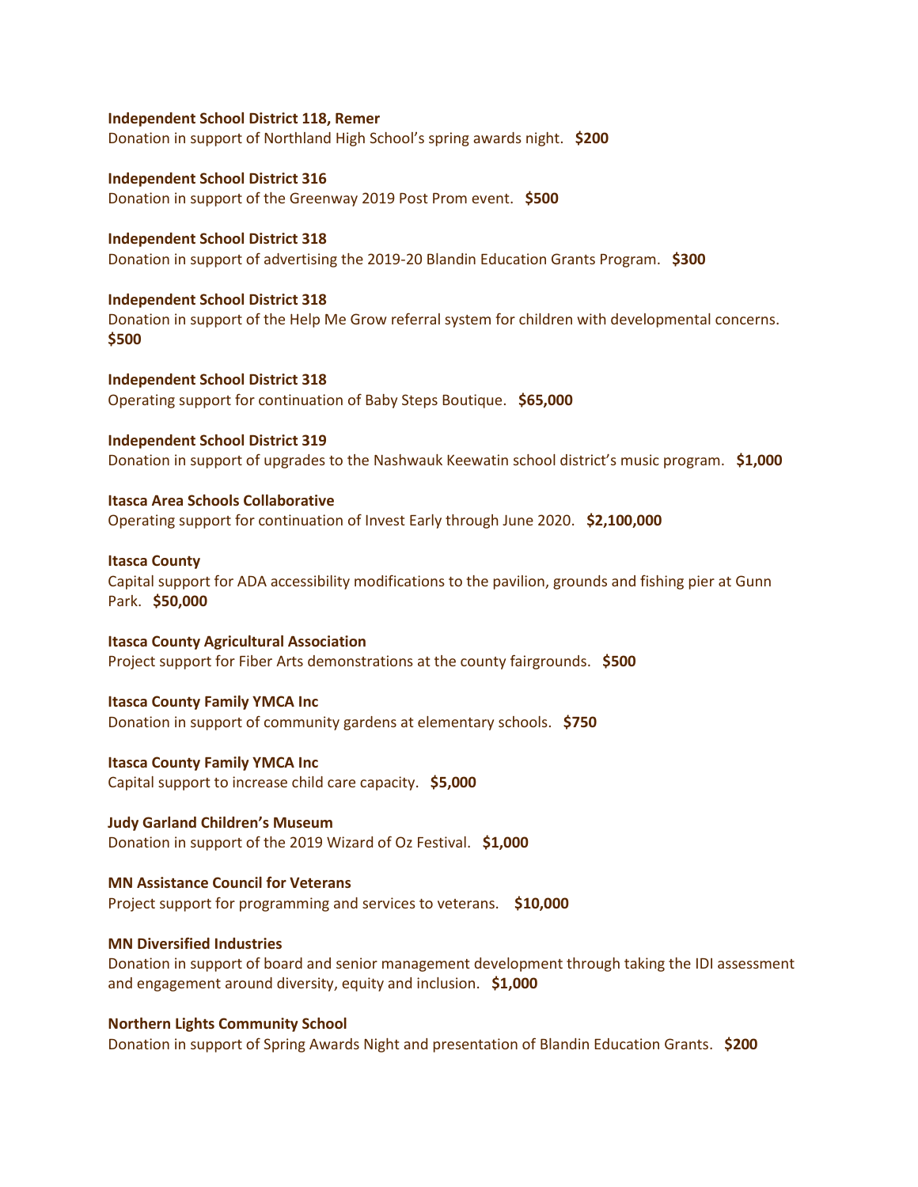**Independent School District 118, Remer**
Donation in support of Northland High School's spring awards night. **$200**

**Independent School District 316**
Donation in support of the Greenway 2019 Post Prom event. **$500**

**Independent School District 318**
Donation in support of advertising the 2019-20 Blandin Education Grants Program. **$300**

**Independent School District 318**
Donation in support of the Help Me Grow referral system for children with developmental concerns. **$500**

**Independent School District 318**
Operating support for continuation of Baby Steps Boutique. **$65,000**

**Independent School District 319**
Donation in support of upgrades to the Nashwauk Keewatin school district's music program. **$1,000**

**Itasca Area Schools Collaborative**
Operating support for continuation of Invest Early through June 2020. **$2,100,000**

**Itasca County**
Capital support for ADA accessibility modifications to the pavilion, grounds and fishing pier at Gunn Park. **$50,000**

**Itasca County Agricultural Association**
Project support for Fiber Arts demonstrations at the county fairgrounds. **$500**

**Itasca County Family YMCA Inc**
Donation in support of community gardens at elementary schools. **$750**

**Itasca County Family YMCA Inc**
Capital support to increase child care capacity. **$5,000**

**Judy Garland Children's Museum**
Donation in support of the 2019 Wizard of Oz Festival. **$1,000**

**MN Assistance Council for Veterans**
Project support for programming and services to veterans. **$10,000**

**MN Diversified Industries**
Donation in support of board and senior management development through taking the IDI assessment and engagement around diversity, equity and inclusion. **$1,000**

**Northern Lights Community School**
Donation in support of Spring Awards Night and presentation of Blandin Education Grants. **$200**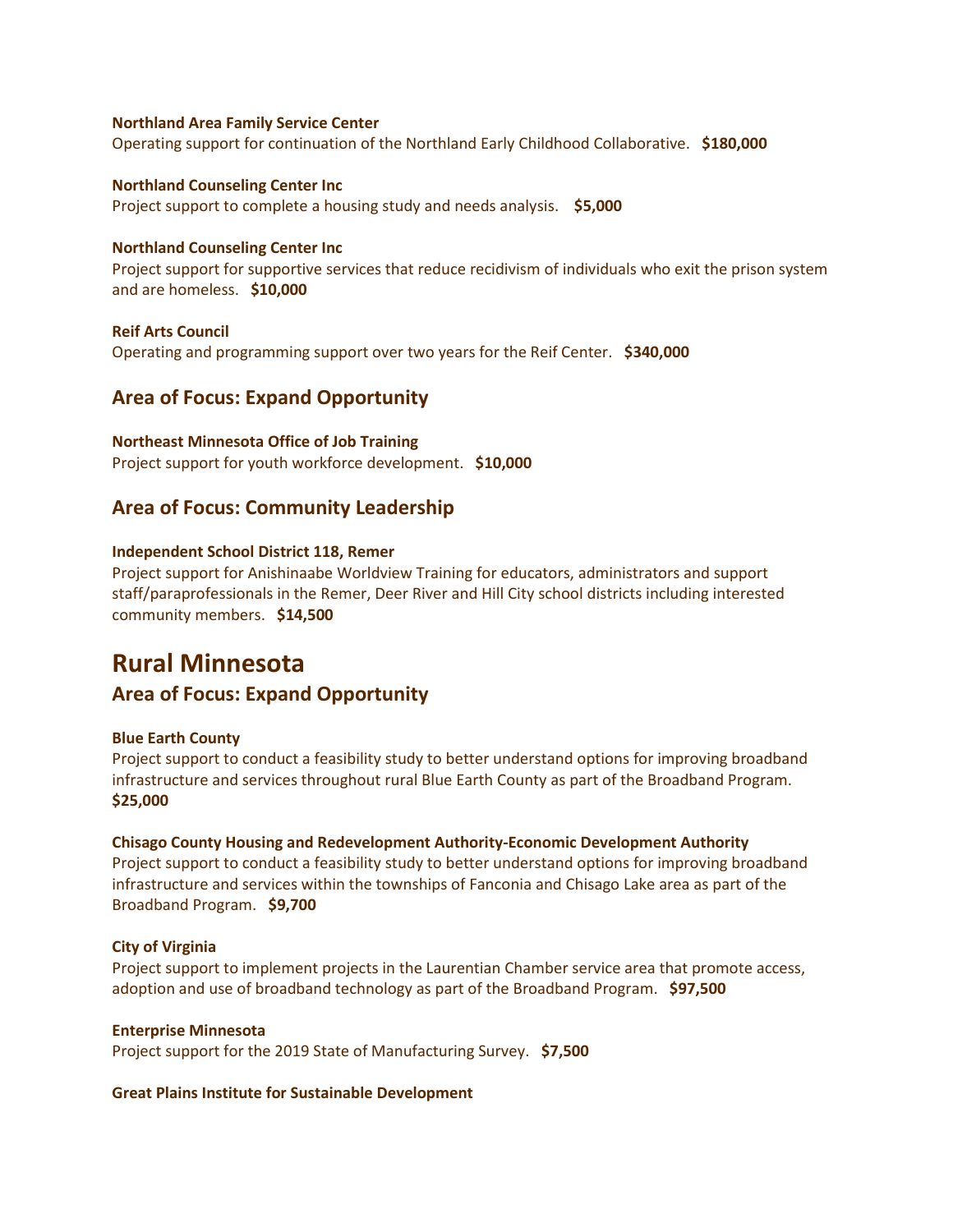**Northland Area Family Service Center**
Operating support for continuation of the Northland Early Childhood Collaborative. **$180,000**

**Northland Counseling Center Inc**
Project support to complete a housing study and needs analysis. **$5,000**

**Northland Counseling Center Inc**
Project support for supportive services that reduce recidivism of individuals who exit the prison system and are homeless. **$10,000**

**Reif Arts Council**
Operating and programming support over two years for the Reif Center. **$340,000**

### Area of Focus: Expand Opportunity

**Northeast Minnesota Office of Job Training**
Project support for youth workforce development. **$10,000**

### Area of Focus: Community Leadership

**Independent School District 118, Remer**
Project support for Anishinaabe Worldview Training for educators, administrators and support staff/paraprofessionals in the Remer, Deer River and Hill City school districts including interested community members. **$14,500**

## Rural Minnesota

### Area of Focus: Expand Opportunity

**Blue Earth County**
Project support to conduct a feasibility study to better understand options for improving broadband infrastructure and services throughout rural Blue Earth County as part of the Broadband Program. **$25,000**

**Chisago County Housing and Redevelopment Authority-Economic Development Authority**
Project support to conduct a feasibility study to better understand options for improving broadband infrastructure and services within the townships of Fanconia and Chisago Lake area as part of the Broadband Program. **$9,700**

**City of Virginia**
Project support to implement projects in the Laurentian Chamber service area that promote access, adoption and use of broadband technology as part of the Broadband Program. **$97,500**

**Enterprise Minnesota**
Project support for the 2019 State of Manufacturing Survey. **$7,500**

**Great Plains Institute for Sustainable Development**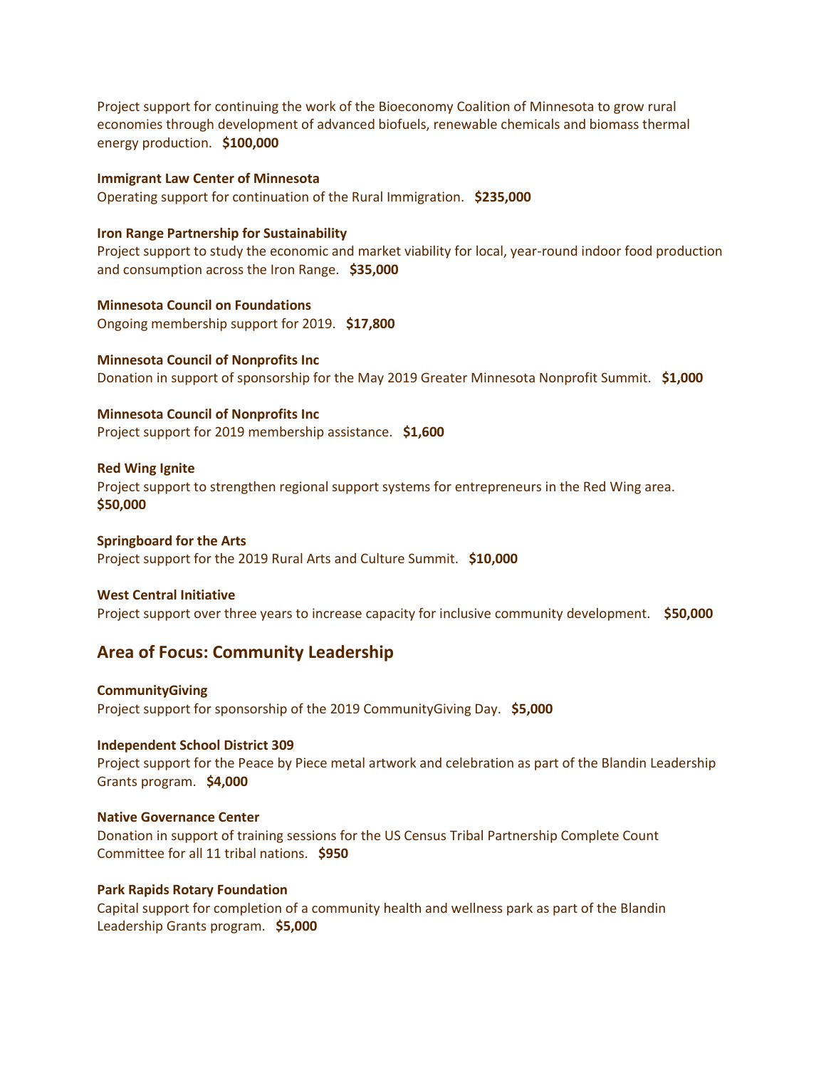Project support for continuing the work of the Bioeconomy Coalition of Minnesota to grow rural economies through development of advanced biofuels, renewable chemicals and biomass thermal energy production. **$100,000**

**Immigrant Law Center of Minnesota**
Operating support for continuation of the Rural Immigration. **$235,000**

**Iron Range Partnership for Sustainability**
Project support to study the economic and market viability for local, year-round indoor food production and consumption across the Iron Range. **$35,000**

**Minnesota Council on Foundations**
Ongoing membership support for 2019. **$17,800**

**Minnesota Council of Nonprofits Inc**
Donation in support of sponsorship for the May 2019 Greater Minnesota Nonprofit Summit. **$1,000**

**Minnesota Council of Nonprofits Inc**
Project support for 2019 membership assistance. **$1,600**

**Red Wing Ignite**
Project support to strengthen regional support systems for entrepreneurs in the Red Wing area. **$50,000**

**Springboard for the Arts**
Project support for the 2019 Rural Arts and Culture Summit. **$10,000**

**West Central Initiative**
Project support over three years to increase capacity for inclusive community development. **$50,000**

## Area of Focus: Community Leadership

**CommunityGiving**
Project support for sponsorship of the 2019 CommunityGiving Day. **$5,000**

**Independent School District 309**
Project support for the Peace by Piece metal artwork and celebration as part of the Blandin Leadership Grants program. **$4,000**

**Native Governance Center**
Donation in support of training sessions for the US Census Tribal Partnership Complete Count Committee for all 11 tribal nations. **$950**

**Park Rapids Rotary Foundation**
Capital support for completion of a community health and wellness park as part of the Blandin Leadership Grants program. **$5,000**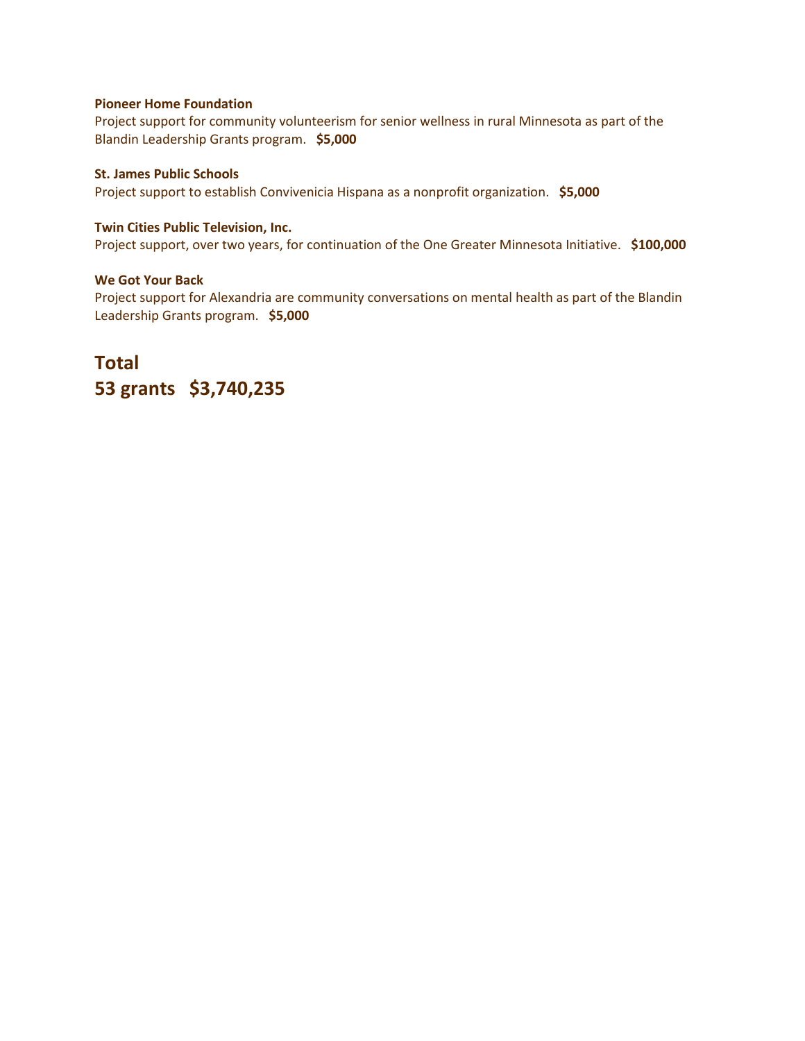**Pioneer Home Foundation**
Project support for community volunteerism for senior wellness in rural Minnesota as part of the Blandin Leadership Grants program. **$5,000**

**St. James Public Schools**
Project support to establish Convivenicia Hispana as a nonprofit organization. **$5,000**

**Twin Cities Public Television, Inc.**
Project support, over two years, for continuation of the One Greater Minnesota Initiative. **$100,000**

**We Got Your Back**
Project support for Alexandria are community conversations on mental health as part of the Blandin Leadership Grants program. **$5,000**

## Total
## 53 grants $3,740,235